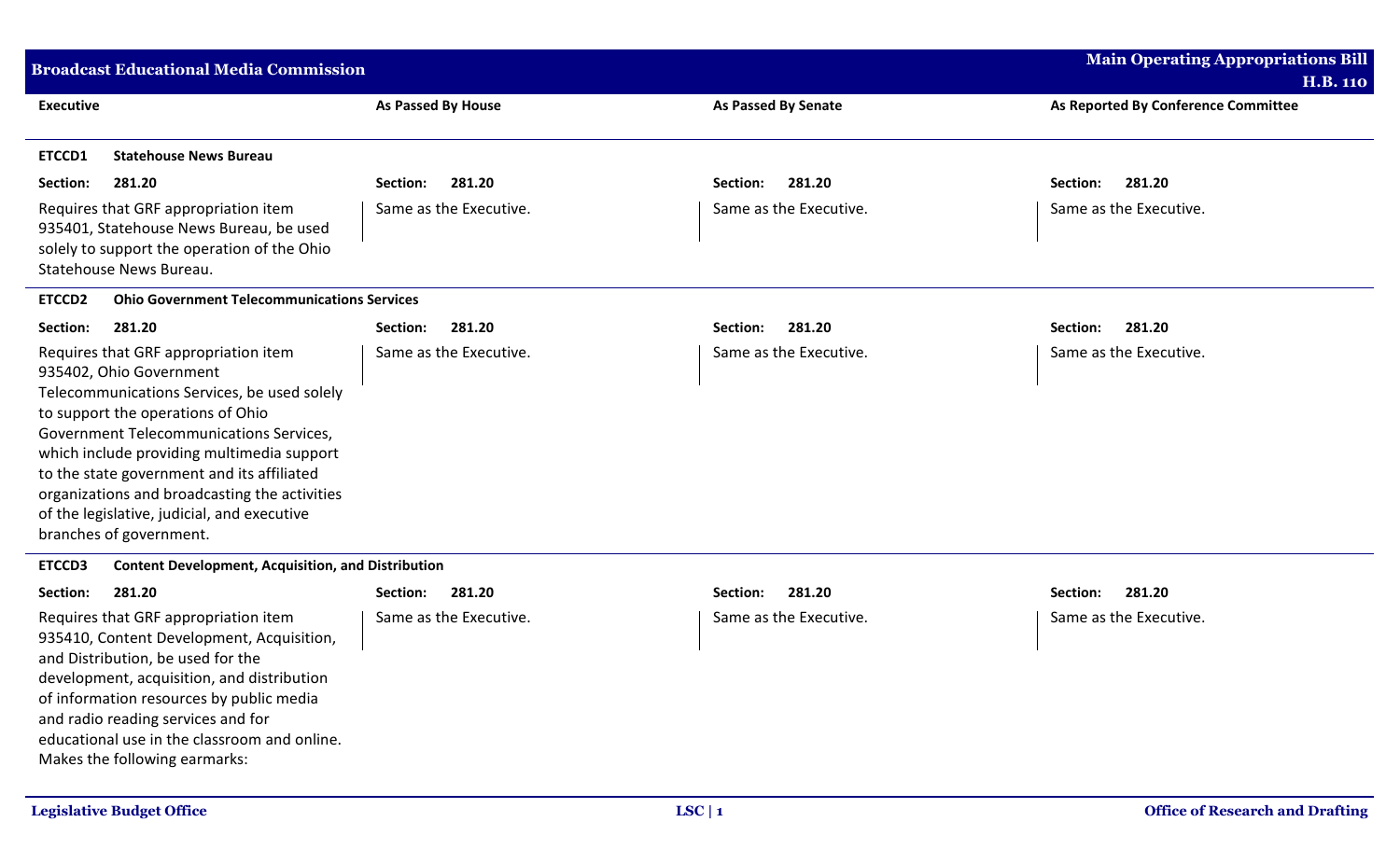## Broadcast Educational Media Commission

| Executive | As Passed By House | As Passed By Senate | As Reported By Conference Committee |
|---|---|---|---|
| **ETCCD1 Statehouse News Bureau** | | | |
| **Section: 281.20** | **Section: 281.20** | **Section: 281.20** | **Section: 281.20** |
| Requires that GRF appropriation item 935401, Statehouse News Bureau, be used solely to support the operation of the Ohio Statehouse News Bureau. | Same as the Executive. | Same as the Executive. | Same as the Executive. |
| **ETCCD2 Ohio Government Telecommunications Services** | | | |
| **Section: 281.20** | **Section: 281.20** | **Section: 281.20** | **Section: 281.20** |
| Requires that GRF appropriation item 935402, Ohio Government Telecommunications Services, be used solely to support the operations of Ohio Government Telecommunications Services, which include providing multimedia support to the state government and its affiliated organizations and broadcasting the activities of the legislative, judicial, and executive branches of government. | Same as the Executive. | Same as the Executive. | Same as the Executive. |
| **ETCCD3 Content Development, Acquisition, and Distribution** | | | |
| **Section: 281.20** | **Section: 281.20** | **Section: 281.20** | **Section: 281.20** |
| Requires that GRF appropriation item 935410, Content Development, Acquisition, and Distribution, be used for the development, acquisition, and distribution of information resources by public media and radio reading services and for educational use in the classroom and online. Makes the following earmarks: | Same as the Executive. | Same as the Executive. | Same as the Executive. |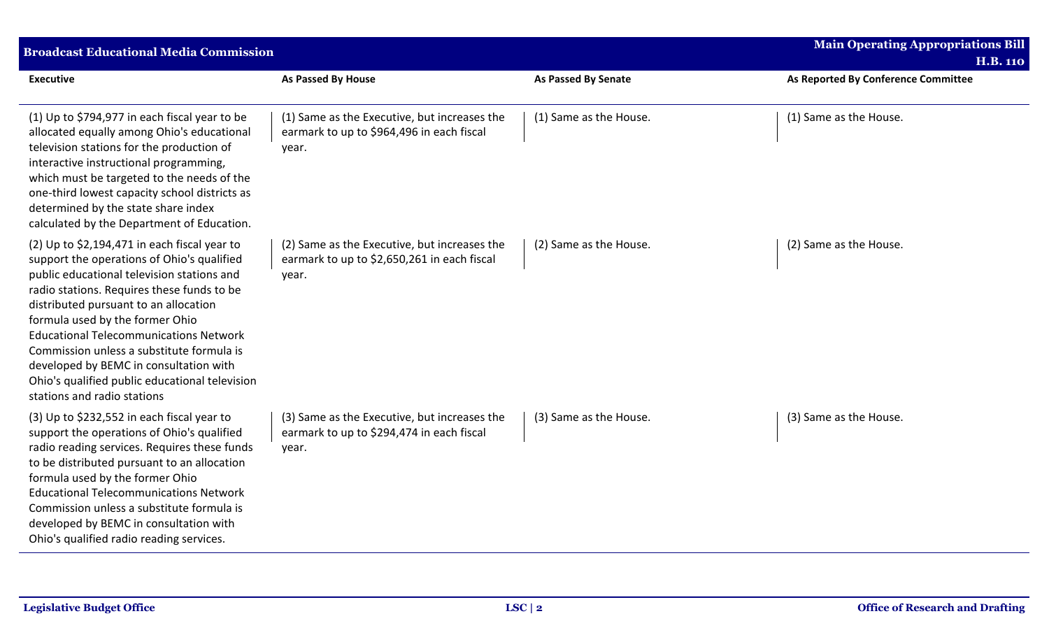| Executive | As Passed By House | As Passed By Senate | As Reported By Conference Committee |
|---|---|---|---|
| (1) Up to $794,977 in each fiscal year to be allocated equally among Ohio's educational television stations for the production of interactive instructional programming, which must be targeted to the needs of the one-third lowest capacity school districts as determined by the state share index calculated by the Department of Education. | (1) Same as the Executive, but increases the earmark to up to $964,496 in each fiscal year. | (1) Same as the House. | (1) Same as the House. |
| (2) Up to $2,194,471 in each fiscal year to support the operations of Ohio's qualified public educational television stations and radio stations. Requires these funds to be distributed pursuant to an allocation formula used by the former Ohio Educational Telecommunications Network Commission unless a substitute formula is developed by BEMC in consultation with Ohio's qualified public educational television stations and radio stations | (2) Same as the Executive, but increases the earmark to up to $2,650,261 in each fiscal year. | (2) Same as the House. | (2) Same as the House. |
| (3) Up to $232,552 in each fiscal year to support the operations of Ohio's qualified radio reading services. Requires these funds to be distributed pursuant to an allocation formula used by the former Ohio Educational Telecommunications Network Commission unless a substitute formula is developed by BEMC in consultation with Ohio's qualified radio reading services. | (3) Same as the Executive, but increases the earmark to up to $294,474 in each fiscal year. | (3) Same as the House. | (3) Same as the House. |